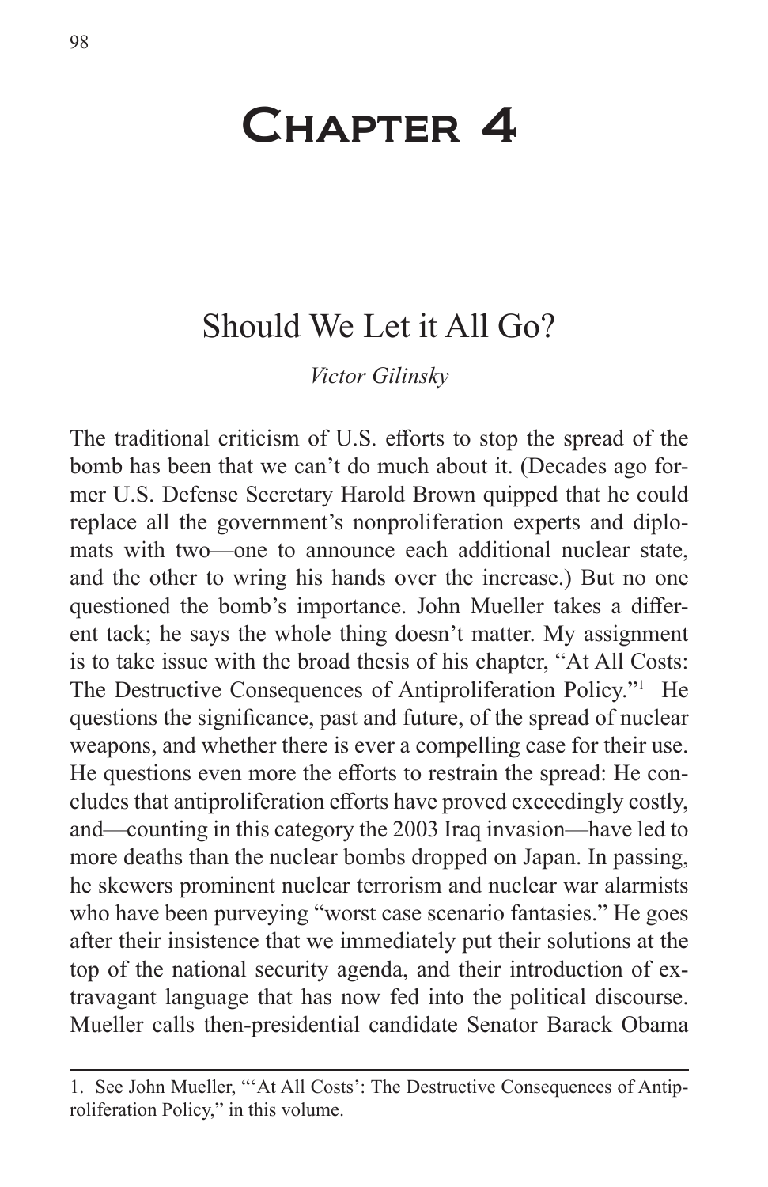# Chapter 4

## Should We Let it All Go?

*Victor Gilinsky*

The traditional criticism of U.S. efforts to stop the spread of the bomb has been that we can't do much about it. (Decades ago former U.S. Defense Secretary Harold Brown quipped that he could replace all the government's nonproliferation experts and diplomats with two—one to announce each additional nuclear state, and the other to wring his hands over the increase.) But no one questioned the bomb's importance. John Mueller takes a different tack; he says the whole thing doesn't matter. My assignment is to take issue with the broad thesis of his chapter, "At All Costs: The Destructive Consequences of Antiproliferation Policy."[1] He questions the significance, past and future, of the spread of nuclear weapons, and whether there is ever a compelling case for their use. He questions even more the efforts to restrain the spread: He concludes that antiproliferation efforts have proved exceedingly costly, and—counting in this category the 2003 Iraq invasion—have led to more deaths than the nuclear bombs dropped on Japan. In passing, he skewers prominent nuclear terrorism and nuclear war alarmists who have been purveying "worst case scenario fantasies." He goes after their insistence that we immediately put their solutions at the top of the national security agenda, and their introduction of extravagant language that has now fed into the political discourse. Mueller calls then-presidential candidate Senator Barack Obama

---

1. See John Mueller, "'At All Costs': The Destructive Consequences of Antiproliferation Policy," in this volume.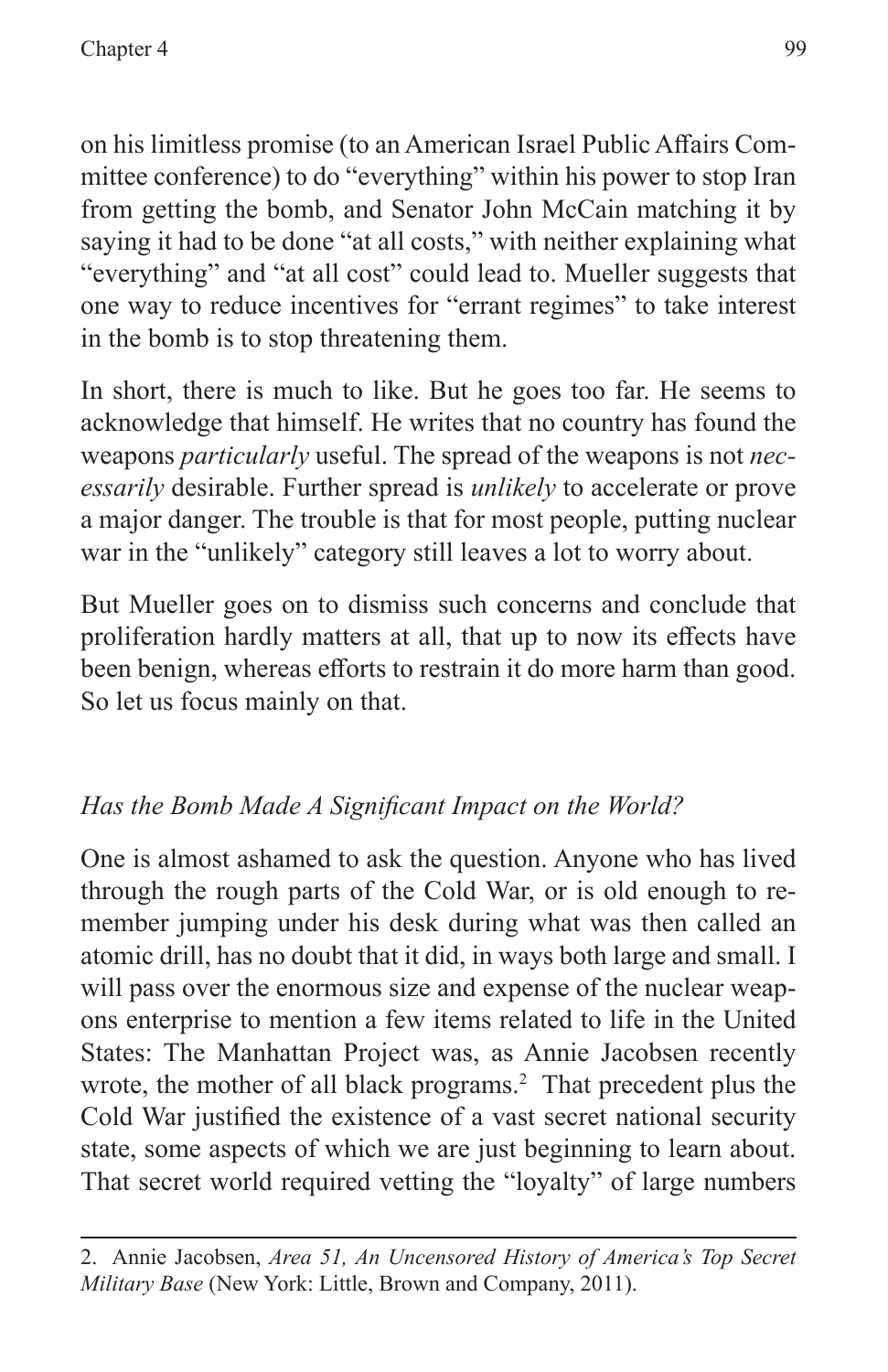on his limitless promise (to an American Israel Public Affairs Committee conference) to do "everything" within his power to stop Iran from getting the bomb, and Senator John McCain matching it by saying it had to be done "at all costs," with neither explaining what "everything" and "at all cost" could lead to. Mueller suggests that one way to reduce incentives for "errant regimes" to take interest in the bomb is to stop threatening them.

In short, there is much to like. But he goes too far. He seems to acknowledge that himself. He writes that no country has found the weapons *particularly* useful. The spread of the weapons is not *necessarily* desirable. Further spread is *unlikely* to accelerate or prove a major danger. The trouble is that for most people, putting nuclear war in the "unlikely" category still leaves a lot to worry about.

But Mueller goes on to dismiss such concerns and conclude that proliferation hardly matters at all, that up to now its effects have been benign, whereas efforts to restrain it do more harm than good. So let us focus mainly on that.

### *Has the Bomb Made A Significant Impact on the World?*

One is almost ashamed to ask the question. Anyone who has lived through the rough parts of the Cold War, or is old enough to remember jumping under his desk during what was then called an atomic drill, has no doubt that it did, in ways both large and small. I will pass over the enormous size and expense of the nuclear weapons enterprise to mention a few items related to life in the United States: The Manhattan Project was, as Annie Jacobsen recently wrote, the mother of all black programs.[2] That precedent plus the Cold War justified the existence of a vast secret national security state, some aspects of which we are just beginning to learn about. That secret world required vetting the "loyalty" of large numbers

2. Annie Jacobsen, *Area 51, An Uncensored History of America's Top Secret Military Base* (New York: Little, Brown and Company, 2011).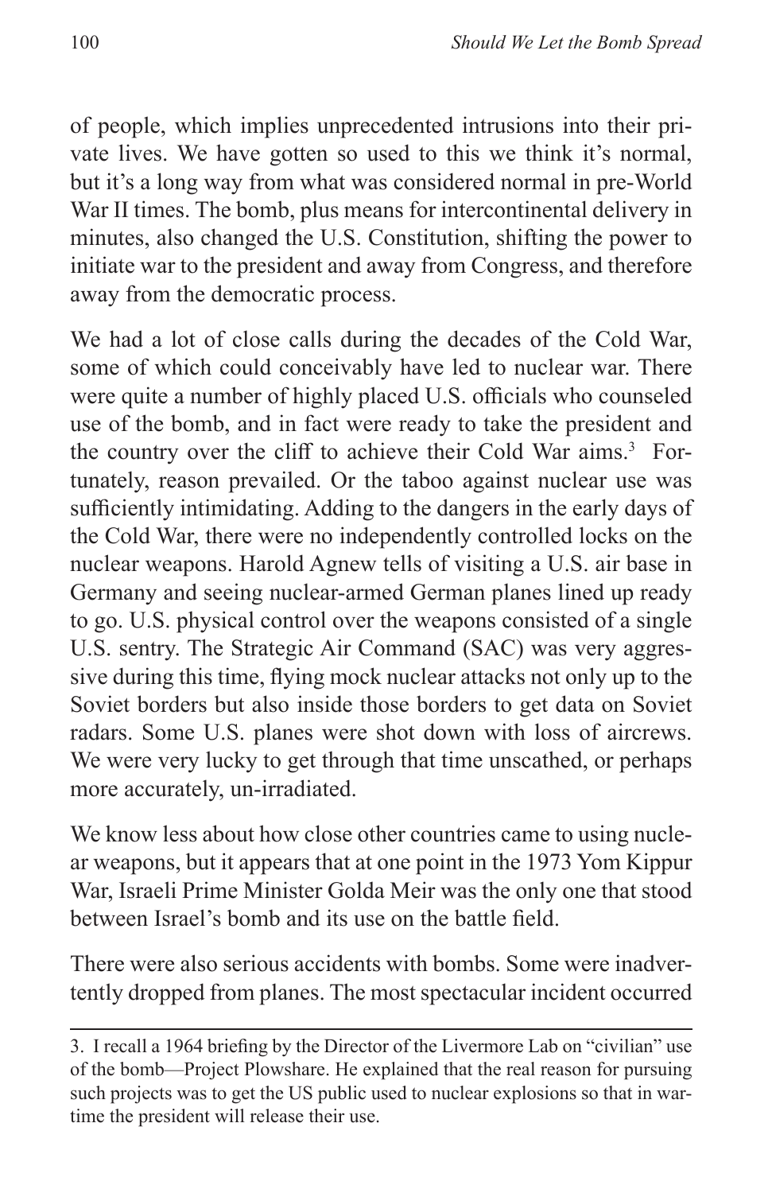of people, which implies unprecedented intrusions into their private lives. We have gotten so used to this we think it's normal, but it's a long way from what was considered normal in pre-World War II times. The bomb, plus means for intercontinental delivery in minutes, also changed the U.S. Constitution, shifting the power to initiate war to the president and away from Congress, and therefore away from the democratic process.

We had a lot of close calls during the decades of the Cold War, some of which could conceivably have led to nuclear war. There were quite a number of highly placed U.S. officials who counseled use of the bomb, and in fact were ready to take the president and the country over the cliff to achieve their Cold War aims.[3] Fortunately, reason prevailed. Or the taboo against nuclear use was sufficiently intimidating. Adding to the dangers in the early days of the Cold War, there were no independently controlled locks on the nuclear weapons. Harold Agnew tells of visiting a U.S. air base in Germany and seeing nuclear-armed German planes lined up ready to go. U.S. physical control over the weapons consisted of a single U.S. sentry. The Strategic Air Command (SAC) was very aggressive during this time, flying mock nuclear attacks not only up to the Soviet borders but also inside those borders to get data on Soviet radars. Some U.S. planes were shot down with loss of aircrews. We were very lucky to get through that time unscathed, or perhaps more accurately, un-irradiated.

We know less about how close other countries came to using nuclear weapons, but it appears that at one point in the 1973 Yom Kippur War, Israeli Prime Minister Golda Meir was the only one that stood between Israel's bomb and its use on the battle field.

There were also serious accidents with bombs. Some were inadvertently dropped from planes. The most spectacular incident occurred

---

3. I recall a 1964 briefing by the Director of the Livermore Lab on "civilian" use of the bomb—Project Plowshare. He explained that the real reason for pursuing such projects was to get the US public used to nuclear explosions so that in wartime the president will release their use.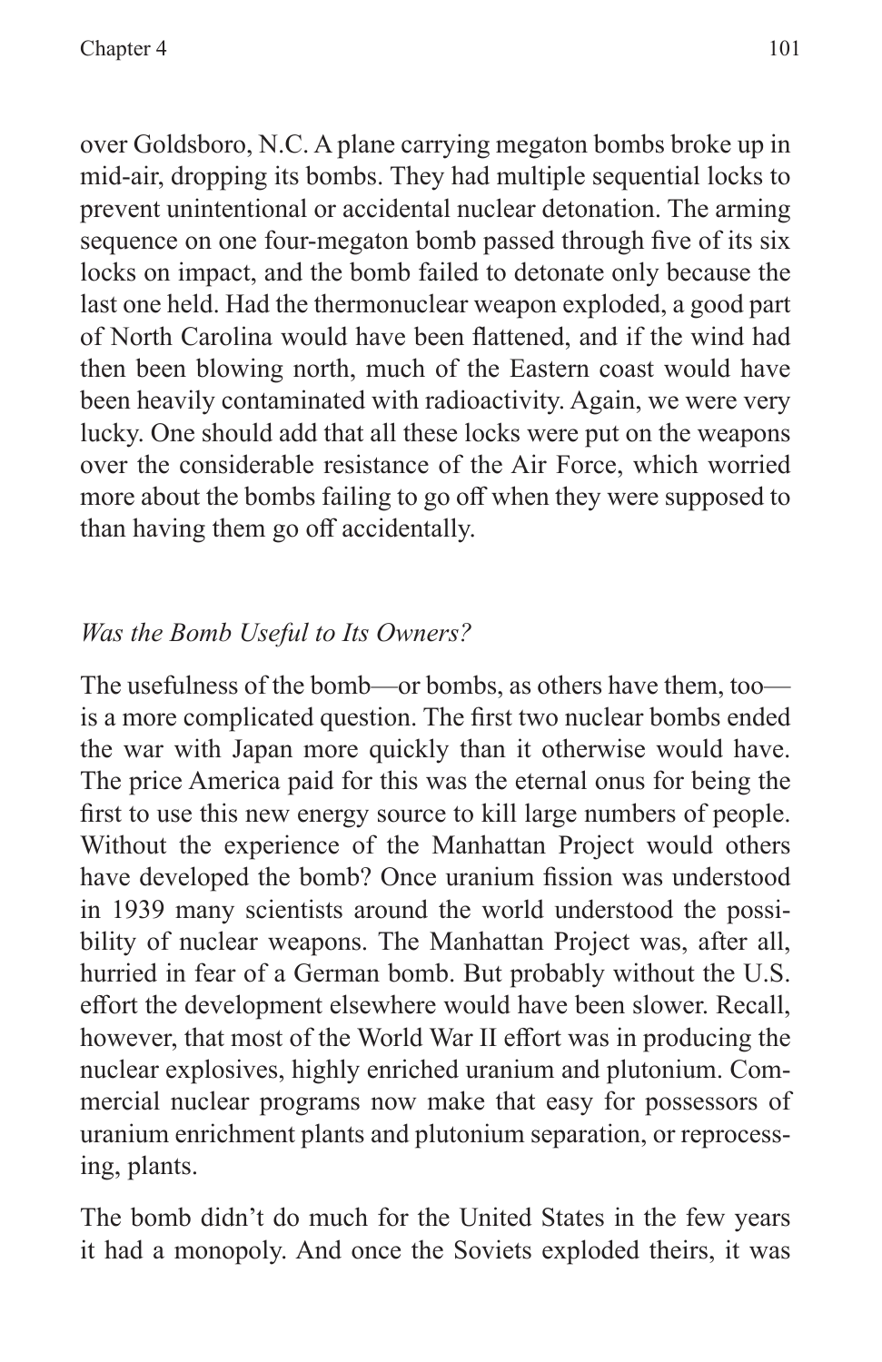over Goldsboro, N.C. A plane carrying megaton bombs broke up in mid-air, dropping its bombs. They had multiple sequential locks to prevent unintentional or accidental nuclear detonation. The arming sequence on one four-megaton bomb passed through five of its six locks on impact, and the bomb failed to detonate only because the last one held. Had the thermonuclear weapon exploded, a good part of North Carolina would have been flattened, and if the wind had then been blowing north, much of the Eastern coast would have been heavily contaminated with radioactivity. Again, we were very lucky. One should add that all these locks were put on the weapons over the considerable resistance of the Air Force, which worried more about the bombs failing to go off when they were supposed to than having them go off accidentally.

*Was the Bomb Useful to Its Owners?*

The usefulness of the bomb—or bombs, as others have them, too—is a more complicated question. The first two nuclear bombs ended the war with Japan more quickly than it otherwise would have. The price America paid for this was the eternal onus for being the first to use this new energy source to kill large numbers of people. Without the experience of the Manhattan Project would others have developed the bomb? Once uranium fission was understood in 1939 many scientists around the world understood the possibility of nuclear weapons. The Manhattan Project was, after all, hurried in fear of a German bomb. But probably without the U.S. effort the development elsewhere would have been slower. Recall, however, that most of the World War II effort was in producing the nuclear explosives, highly enriched uranium and plutonium. Commercial nuclear programs now make that easy for possessors of uranium enrichment plants and plutonium separation, or reprocessing, plants.

The bomb didn't do much for the United States in the few years it had a monopoly. And once the Soviets exploded theirs, it was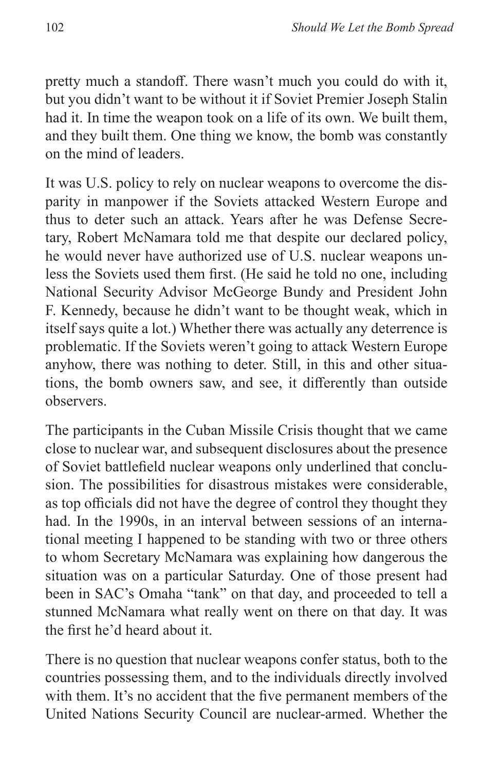pretty much a standoff. There wasn't much you could do with it, but you didn't want to be without it if Soviet Premier Joseph Stalin had it. In time the weapon took on a life of its own. We built them, and they built them. One thing we know, the bomb was constantly on the mind of leaders.

It was U.S. policy to rely on nuclear weapons to overcome the disparity in manpower if the Soviets attacked Western Europe and thus to deter such an attack. Years after he was Defense Secretary, Robert McNamara told me that despite our declared policy, he would never have authorized use of U.S. nuclear weapons unless the Soviets used them first. (He said he told no one, including National Security Advisor McGeorge Bundy and President John F. Kennedy, because he didn't want to be thought weak, which in itself says quite a lot.) Whether there was actually any deterrence is problematic. If the Soviets weren't going to attack Western Europe anyhow, there was nothing to deter. Still, in this and other situations, the bomb owners saw, and see, it differently than outside observers.

The participants in the Cuban Missile Crisis thought that we came close to nuclear war, and subsequent disclosures about the presence of Soviet battlefield nuclear weapons only underlined that conclusion. The possibilities for disastrous mistakes were considerable, as top officials did not have the degree of control they thought they had. In the 1990s, in an interval between sessions of an international meeting I happened to be standing with two or three others to whom Secretary McNamara was explaining how dangerous the situation was on a particular Saturday. One of those present had been in SAC's Omaha "tank" on that day, and proceeded to tell a stunned McNamara what really went on there on that day. It was the first he'd heard about it.

There is no question that nuclear weapons confer status, both to the countries possessing them, and to the individuals directly involved with them. It's no accident that the five permanent members of the United Nations Security Council are nuclear-armed. Whether the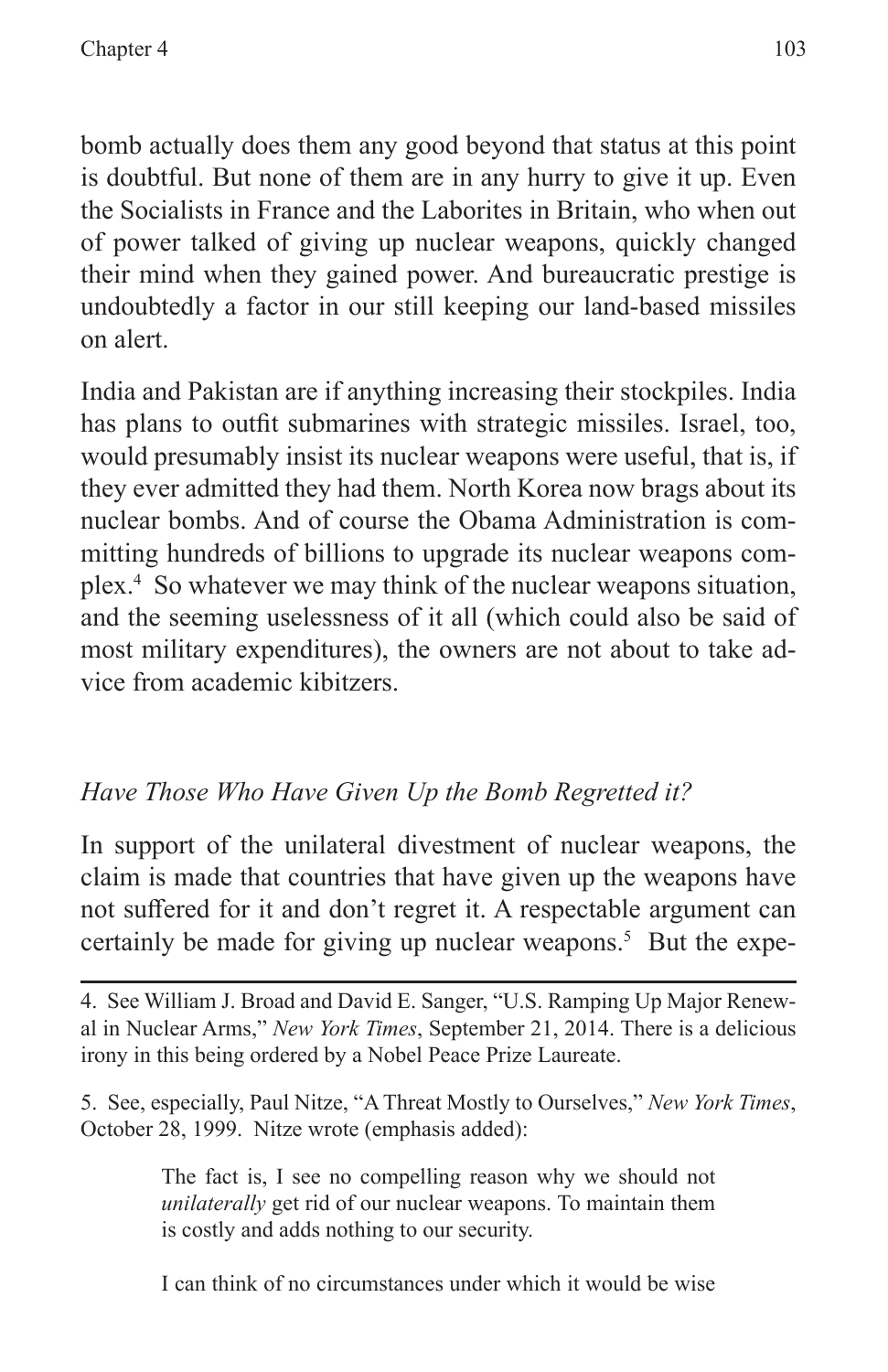bomb actually does them any good beyond that status at this point is doubtful. But none of them are in any hurry to give it up. Even the Socialists in France and the Laborites in Britain, who when out of power talked of giving up nuclear weapons, quickly changed their mind when they gained power. And bureaucratic prestige is undoubtedly a factor in our still keeping our land-based missiles on alert.

India and Pakistan are if anything increasing their stockpiles. India has plans to outfit submarines with strategic missiles. Israel, too, would presumably insist its nuclear weapons were useful, that is, if they ever admitted they had them. North Korea now brags about its nuclear bombs. And of course the Obama Administration is committing hundreds of billions to upgrade its nuclear weapons complex.[4] So whatever we may think of the nuclear weapons situation, and the seeming uselessness of it all (which could also be said of most military expenditures), the owners are not about to take advice from academic kibitzers.

### *Have Those Who Have Given Up the Bomb Regretted it?*

In support of the unilateral divestment of nuclear weapons, the claim is made that countries that have given up the weapons have not suffered for it and don't regret it. A respectable argument can certainly be made for giving up nuclear weapons.[5] But the expe-

---

4. See William J. Broad and David E. Sanger, "U.S. Ramping Up Major Renewal in Nuclear Arms," *New York Times*, September 21, 2014. There is a delicious irony in this being ordered by a Nobel Peace Prize Laureate.

5. See, especially, Paul Nitze, "A Threat Mostly to Ourselves," *New York Times*, October 28, 1999. Nitze wrote (emphasis added):

> The fact is, I see no compelling reason why we should not *unilaterally* get rid of our nuclear weapons. To maintain them is costly and adds nothing to our security.
>
> I can think of no circumstances under which it would be wise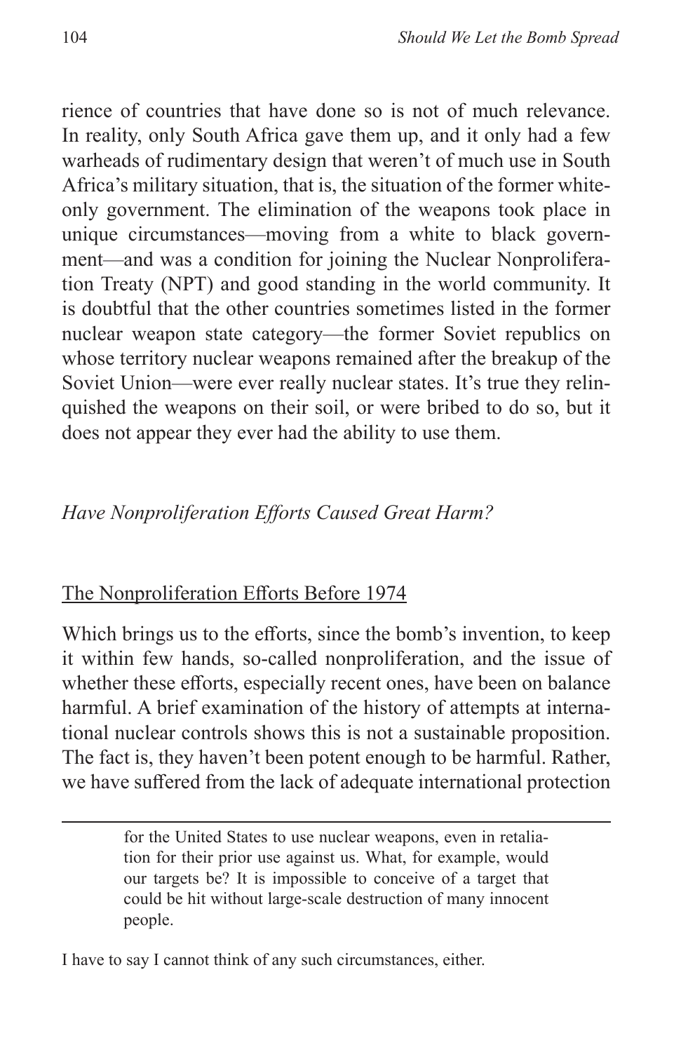rience of countries that have done so is not of much relevance. In reality, only South Africa gave them up, and it only had a few warheads of rudimentary design that weren't of much use in South Africa's military situation, that is, the situation of the former white-only government. The elimination of the weapons took place in unique circumstances—moving from a white to black government—and was a condition for joining the Nuclear Nonproliferation Treaty (NPT) and good standing in the world community. It is doubtful that the other countries sometimes listed in the former nuclear weapon state category—the former Soviet republics on whose territory nuclear weapons remained after the breakup of the Soviet Union—were ever really nuclear states. It's true they relinquished the weapons on their soil, or were bribed to do so, but it does not appear they ever had the ability to use them.

### *Have Nonproliferation Efforts Caused Great Harm?*

#### <u>The Nonproliferation Efforts Before 1974</u>

Which brings us to the efforts, since the bomb's invention, to keep it within few hands, so-called nonproliferation, and the issue of whether these efforts, especially recent ones, have been on balance harmful. A brief examination of the history of attempts at international nuclear controls shows this is not a sustainable proposition. The fact is, they haven't been potent enough to be harmful. Rather, we have suffered from the lack of adequate international protection

---

> for the United States to use nuclear weapons, even in retaliation for their prior use against us. What, for example, would our targets be? It is impossible to conceive of a target that could be hit without large-scale destruction of many innocent people.

I have to say I cannot think of any such circumstances, either.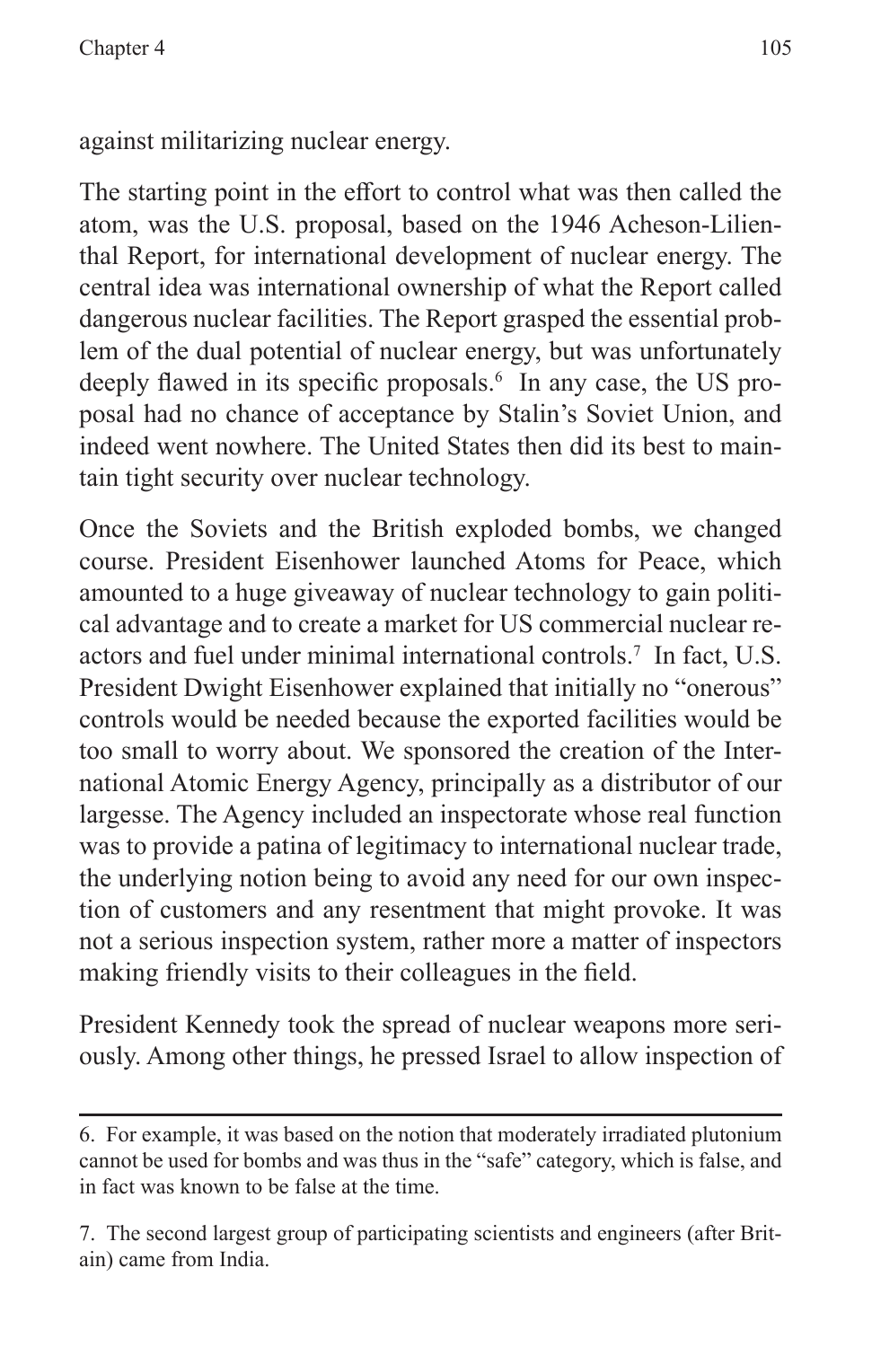against militarizing nuclear energy.

The starting point in the effort to control what was then called the atom, was the U.S. proposal, based on the 1946 Acheson-Lilienthal Report, for international development of nuclear energy. The central idea was international ownership of what the Report called dangerous nuclear facilities. The Report grasped the essential problem of the dual potential of nuclear energy, but was unfortunately deeply flawed in its specific proposals.[6] In any case, the US proposal had no chance of acceptance by Stalin's Soviet Union, and indeed went nowhere. The United States then did its best to maintain tight security over nuclear technology.

Once the Soviets and the British exploded bombs, we changed course. President Eisenhower launched Atoms for Peace, which amounted to a huge giveaway of nuclear technology to gain political advantage and to create a market for US commercial nuclear reactors and fuel under minimal international controls.[7] In fact, U.S. President Dwight Eisenhower explained that initially no "onerous" controls would be needed because the exported facilities would be too small to worry about. We sponsored the creation of the International Atomic Energy Agency, principally as a distributor of our largesse. The Agency included an inspectorate whose real function was to provide a patina of legitimacy to international nuclear trade, the underlying notion being to avoid any need for our own inspection of customers and any resentment that might provoke. It was not a serious inspection system, rather more a matter of inspectors making friendly visits to their colleagues in the field.

President Kennedy took the spread of nuclear weapons more seriously. Among other things, he pressed Israel to allow inspection of

---

6. For example, it was based on the notion that moderately irradiated plutonium cannot be used for bombs and was thus in the "safe" category, which is false, and in fact was known to be false at the time.

7. The second largest group of participating scientists and engineers (after Britain) came from India.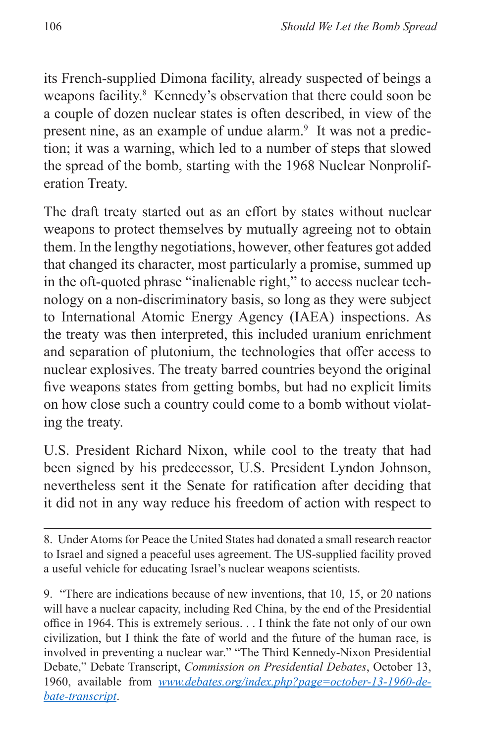its French-supplied Dimona facility, already suspected of beings a weapons facility.[8] Kennedy's observation that there could soon be a couple of dozen nuclear states is often described, in view of the present nine, as an example of undue alarm.[9] It was not a prediction; it was a warning, which led to a number of steps that slowed the spread of the bomb, starting with the 1968 Nuclear Nonproliferation Treaty.

The draft treaty started out as an effort by states without nuclear weapons to protect themselves by mutually agreeing not to obtain them. In the lengthy negotiations, however, other features got added that changed its character, most particularly a promise, summed up in the oft-quoted phrase "inalienable right," to access nuclear technology on a non-discriminatory basis, so long as they were subject to International Atomic Energy Agency (IAEA) inspections. As the treaty was then interpreted, this included uranium enrichment and separation of plutonium, the technologies that offer access to nuclear explosives. The treaty barred countries beyond the original five weapons states from getting bombs, but had no explicit limits on how close such a country could come to a bomb without violating the treaty.

U.S. President Richard Nixon, while cool to the treaty that had been signed by his predecessor, U.S. President Lyndon Johnson, nevertheless sent it the Senate for ratification after deciding that it did not in any way reduce his freedom of action with respect to

---

8. Under Atoms for Peace the United States had donated a small research reactor to Israel and signed a peaceful uses agreement. The US-supplied facility proved a useful vehicle for educating Israel's nuclear weapons scientists.

9. "There are indications because of new inventions, that 10, 15, or 20 nations will have a nuclear capacity, including Red China, by the end of the Presidential office in 1964. This is extremely serious. . . I think the fate not only of our own civilization, but I think the fate of world and the future of the human race, is involved in preventing a nuclear war." "The Third Kennedy-Nixon Presidential Debate," Debate Transcript, *Commission on Presidential Debates*, October 13, 1960, available from [www.debates.org/index.php?page=october-13-1960-debate-transcript](www.debates.org/index.php?page=october-13-1960-debate-transcript).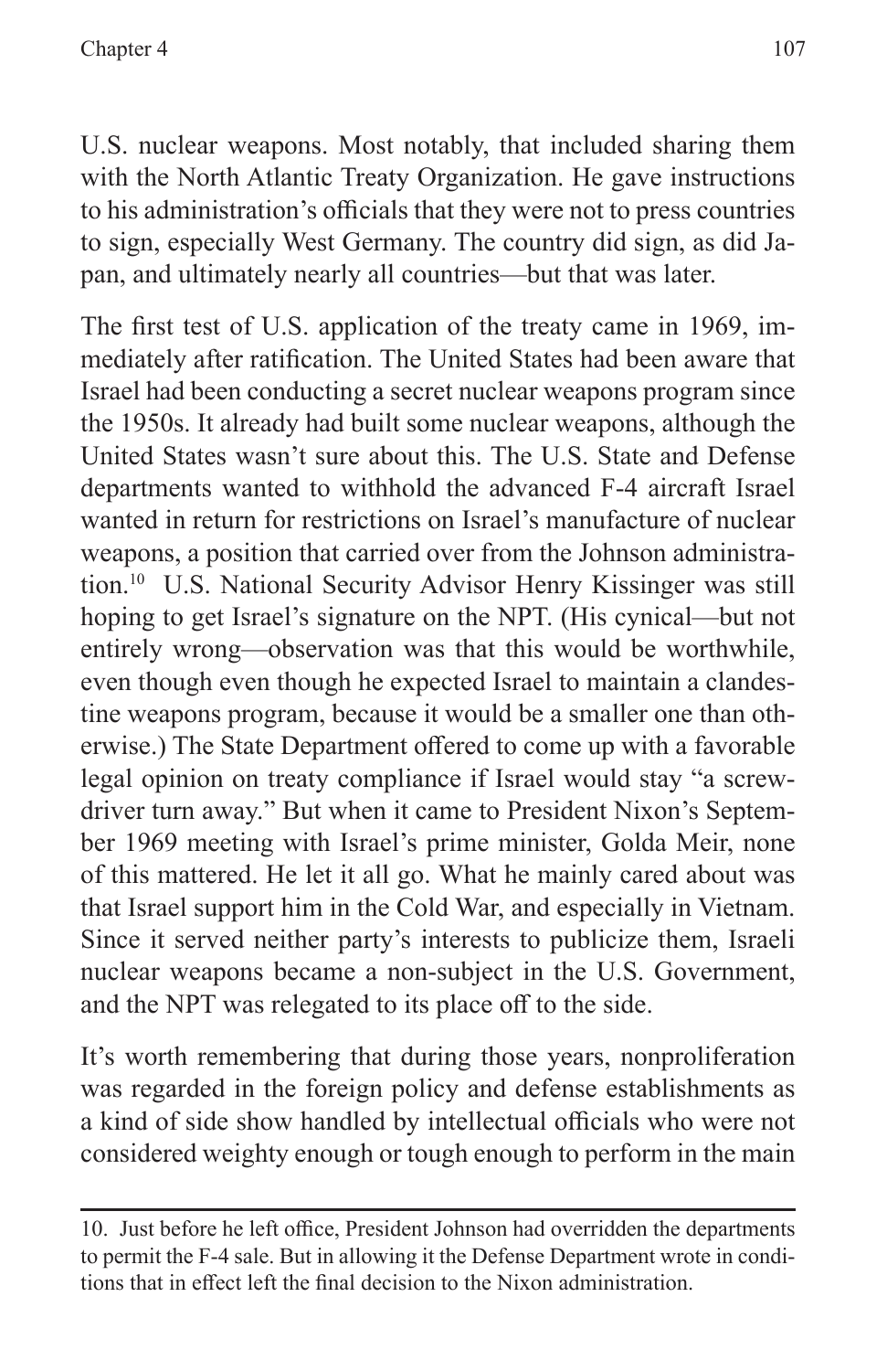U.S. nuclear weapons. Most notably, that included sharing them with the North Atlantic Treaty Organization. He gave instructions to his administration's officials that they were not to press countries to sign, especially West Germany. The country did sign, as did Japan, and ultimately nearly all countries—but that was later.

The first test of U.S. application of the treaty came in 1969, immediately after ratification. The United States had been aware that Israel had been conducting a secret nuclear weapons program since the 1950s. It already had built some nuclear weapons, although the United States wasn't sure about this. The U.S. State and Defense departments wanted to withhold the advanced F-4 aircraft Israel wanted in return for restrictions on Israel's manufacture of nuclear weapons, a position that carried over from the Johnson administration.[10] U.S. National Security Advisor Henry Kissinger was still hoping to get Israel's signature on the NPT. (His cynical—but not entirely wrong—observation was that this would be worthwhile, even though even though he expected Israel to maintain a clandestine weapons program, because it would be a smaller one than otherwise.) The State Department offered to come up with a favorable legal opinion on treaty compliance if Israel would stay "a screwdriver turn away." But when it came to President Nixon's September 1969 meeting with Israel's prime minister, Golda Meir, none of this mattered. He let it all go. What he mainly cared about was that Israel support him in the Cold War, and especially in Vietnam. Since it served neither party's interests to publicize them, Israeli nuclear weapons became a non-subject in the U.S. Government, and the NPT was relegated to its place off to the side.

It's worth remembering that during those years, nonproliferation was regarded in the foreign policy and defense establishments as a kind of side show handled by intellectual officials who were not considered weighty enough or tough enough to perform in the main

10. Just before he left office, President Johnson had overridden the departments to permit the F-4 sale. But in allowing it the Defense Department wrote in conditions that in effect left the final decision to the Nixon administration.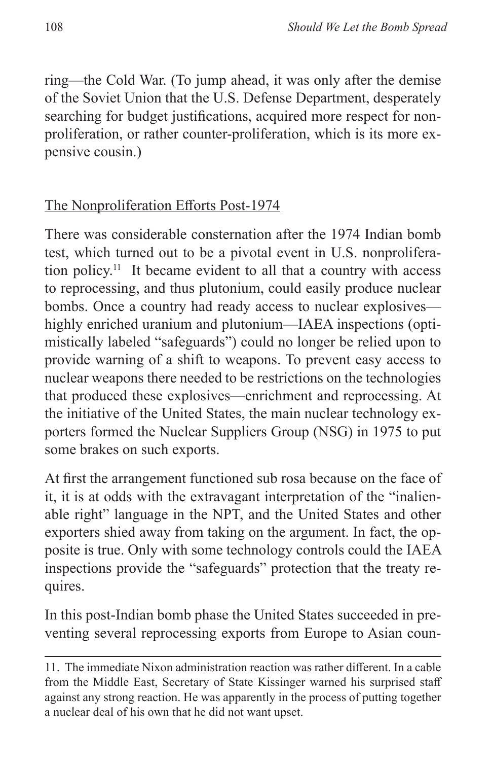ring—the Cold War. (To jump ahead, it was only after the demise of the Soviet Union that the U.S. Defense Department, desperately searching for budget justifications, acquired more respect for nonproliferation, or rather counter-proliferation, which is its more expensive cousin.)

## The Nonproliferation Efforts Post-1974

There was considerable consternation after the 1974 Indian bomb test, which turned out to be a pivotal event in U.S. nonproliferation policy.[11] It became evident to all that a country with access to reprocessing, and thus plutonium, could easily produce nuclear bombs. Once a country had ready access to nuclear explosives—highly enriched uranium and plutonium—IAEA inspections (optimistically labeled "safeguards") could no longer be relied upon to provide warning of a shift to weapons. To prevent easy access to nuclear weapons there needed to be restrictions on the technologies that produced these explosives—enrichment and reprocessing. At the initiative of the United States, the main nuclear technology exporters formed the Nuclear Suppliers Group (NSG) in 1975 to put some brakes on such exports.

At first the arrangement functioned sub rosa because on the face of it, it is at odds with the extravagant interpretation of the "inalienable right" language in the NPT, and the United States and other exporters shied away from taking on the argument. In fact, the opposite is true. Only with some technology controls could the IAEA inspections provide the "safeguards" protection that the treaty requires.

In this post-Indian bomb phase the United States succeeded in preventing several reprocessing exports from Europe to Asian coun-

11. The immediate Nixon administration reaction was rather different. In a cable from the Middle East, Secretary of State Kissinger warned his surprised staff against any strong reaction. He was apparently in the process of putting together a nuclear deal of his own that he did not want upset.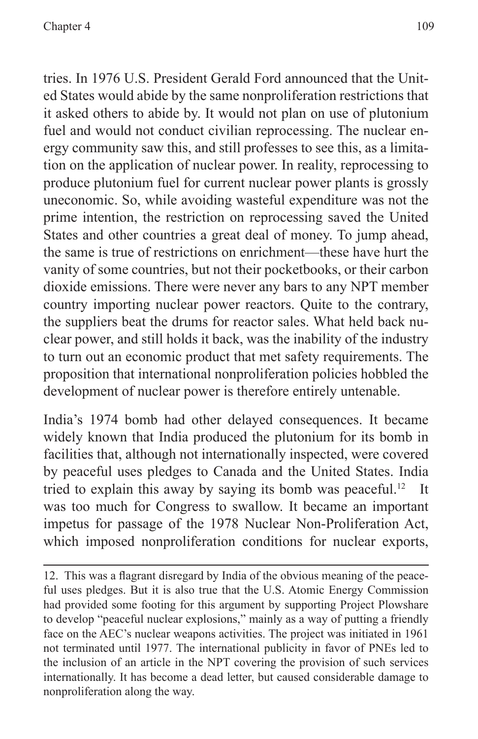tries. In 1976 U.S. President Gerald Ford announced that the United States would abide by the same nonproliferation restrictions that it asked others to abide by. It would not plan on use of plutonium fuel and would not conduct civilian reprocessing. The nuclear energy community saw this, and still professes to see this, as a limitation on the application of nuclear power. In reality, reprocessing to produce plutonium fuel for current nuclear power plants is grossly uneconomic. So, while avoiding wasteful expenditure was not the prime intention, the restriction on reprocessing saved the United States and other countries a great deal of money. To jump ahead, the same is true of restrictions on enrichment—these have hurt the vanity of some countries, but not their pocketbooks, or their carbon dioxide emissions. There were never any bars to any NPT member country importing nuclear power reactors. Quite to the contrary, the suppliers beat the drums for reactor sales. What held back nuclear power, and still holds it back, was the inability of the industry to turn out an economic product that met safety requirements. The proposition that international nonproliferation policies hobbled the development of nuclear power is therefore entirely untenable.

India's 1974 bomb had other delayed consequences. It became widely known that India produced the plutonium for its bomb in facilities that, although not internationally inspected, were covered by peaceful uses pledges to Canada and the United States. India tried to explain this away by saying its bomb was peaceful.[12] It was too much for Congress to swallow. It became an important impetus for passage of the 1978 Nuclear Non-Proliferation Act, which imposed nonproliferation conditions for nuclear exports,

---

12. This was a flagrant disregard by India of the obvious meaning of the peaceful uses pledges. But it is also true that the U.S. Atomic Energy Commission had provided some footing for this argument by supporting Project Plowshare to develop "peaceful nuclear explosions," mainly as a way of putting a friendly face on the AEC's nuclear weapons activities. The project was initiated in 1961 not terminated until 1977. The international publicity in favor of PNEs led to the inclusion of an article in the NPT covering the provision of such services internationally. It has become a dead letter, but caused considerable damage to nonproliferation along the way.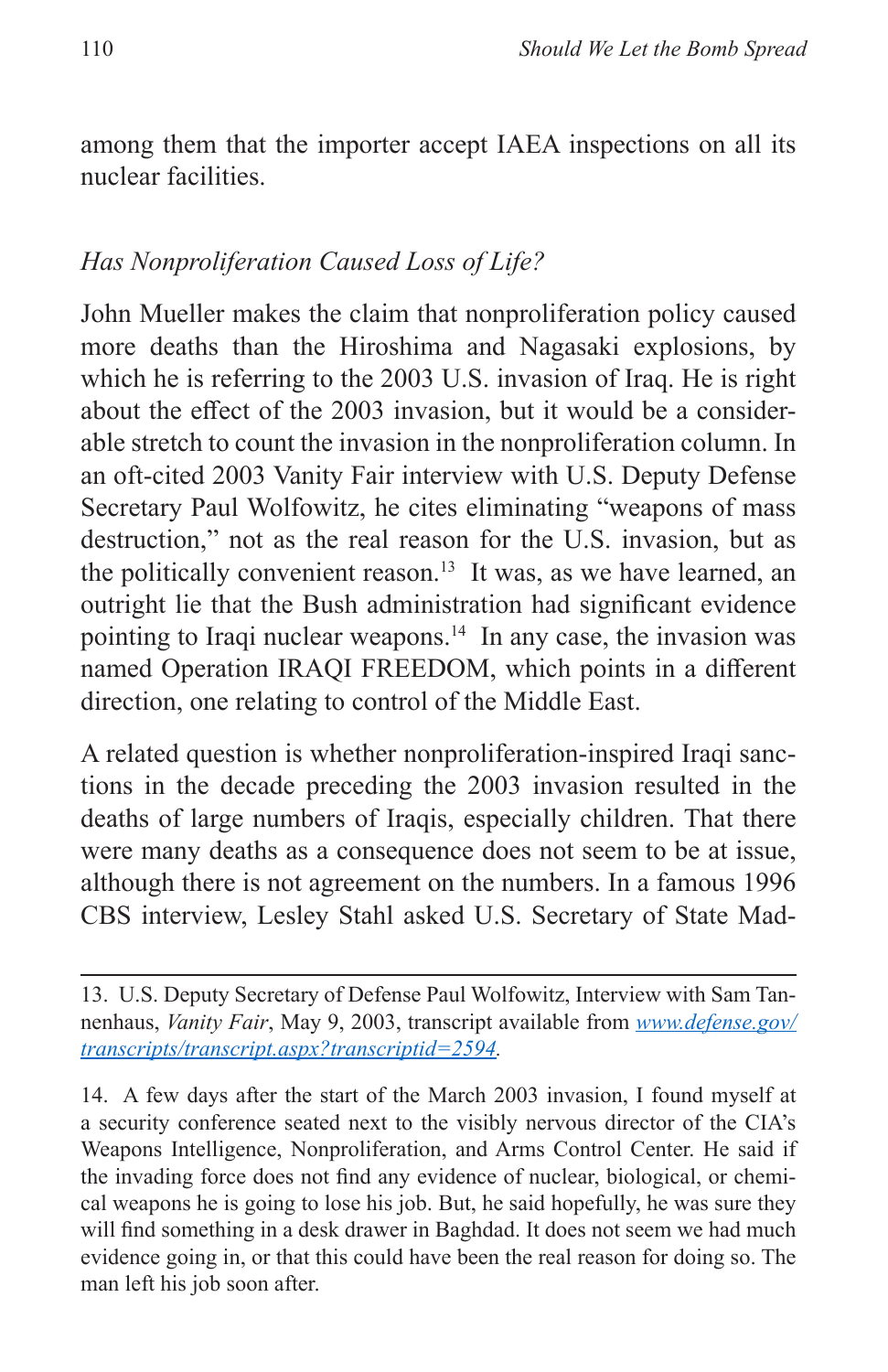among them that the importer accept IAEA inspections on all its nuclear facilities.

### *Has Nonproliferation Caused Loss of Life?*

John Mueller makes the claim that nonproliferation policy caused more deaths than the Hiroshima and Nagasaki explosions, by which he is referring to the 2003 U.S. invasion of Iraq. He is right about the effect of the 2003 invasion, but it would be a considerable stretch to count the invasion in the nonproliferation column. In an oft-cited 2003 Vanity Fair interview with U.S. Deputy Defense Secretary Paul Wolfowitz, he cites eliminating "weapons of mass destruction," not as the real reason for the U.S. invasion, but as the politically convenient reason.[13] It was, as we have learned, an outright lie that the Bush administration had significant evidence pointing to Iraqi nuclear weapons.[14] In any case, the invasion was named Operation IRAQI FREEDOM, which points in a different direction, one relating to control of the Middle East.

A related question is whether nonproliferation-inspired Iraqi sanctions in the decade preceding the 2003 invasion resulted in the deaths of large numbers of Iraqis, especially children. That there were many deaths as a consequence does not seem to be at issue, although there is not agreement on the numbers. In a famous 1996 CBS interview, Lesley Stahl asked U.S. Secretary of State Mad-

---

13. U.S. Deputy Secretary of Defense Paul Wolfowitz, Interview with Sam Tannenhaus, *Vanity Fair*, May 9, 2003, transcript available from *www.defense.gov/transcripts/transcript.aspx?transcriptid=2594*.

14. A few days after the start of the March 2003 invasion, I found myself at a security conference seated next to the visibly nervous director of the CIA's Weapons Intelligence, Nonproliferation, and Arms Control Center. He said if the invading force does not find any evidence of nuclear, biological, or chemical weapons he is going to lose his job. But, he said hopefully, he was sure they will find something in a desk drawer in Baghdad. It does not seem we had much evidence going in, or that this could have been the real reason for doing so. The man left his job soon after.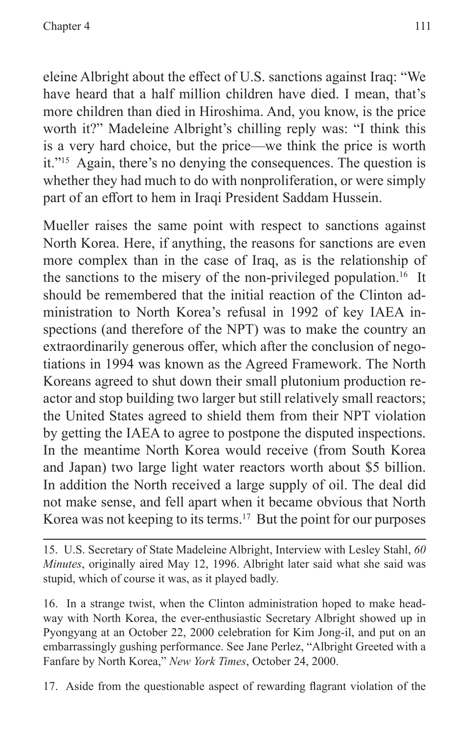eleine Albright about the effect of U.S. sanctions against Iraq: "We have heard that a half million children have died. I mean, that's more children than died in Hiroshima. And, you know, is the price worth it?" Madeleine Albright's chilling reply was: "I think this is a very hard choice, but the price—we think the price is worth it."[15] Again, there's no denying the consequences. The question is whether they had much to do with nonproliferation, or were simply part of an effort to hem in Iraqi President Saddam Hussein.

Mueller raises the same point with respect to sanctions against North Korea. Here, if anything, the reasons for sanctions are even more complex than in the case of Iraq, as is the relationship of the sanctions to the misery of the non-privileged population.[16] It should be remembered that the initial reaction of the Clinton administration to North Korea's refusal in 1992 of key IAEA inspections (and therefore of the NPT) was to make the country an extraordinarily generous offer, which after the conclusion of negotiations in 1994 was known as the Agreed Framework. The North Koreans agreed to shut down their small plutonium production reactor and stop building two larger but still relatively small reactors; the United States agreed to shield them from their NPT violation by getting the IAEA to agree to postpone the disputed inspections. In the meantime North Korea would receive (from South Korea and Japan) two large light water reactors worth about $5 billion. In addition the North received a large supply of oil. The deal did not make sense, and fell apart when it became obvious that North Korea was not keeping to its terms.[17] But the point for our purposes

---

15. U.S. Secretary of State Madeleine Albright, Interview with Lesley Stahl, *60 Minutes*, originally aired May 12, 1996. Albright later said what she said was stupid, which of course it was, as it played badly.

16. In a strange twist, when the Clinton administration hoped to make headway with North Korea, the ever-enthusiastic Secretary Albright showed up in Pyongyang at an October 22, 2000 celebration for Kim Jong-il, and put on an embarrassingly gushing performance. See Jane Perlez, "Albright Greeted with a Fanfare by North Korea," *New York Times*, October 24, 2000.

17. Aside from the questionable aspect of rewarding flagrant violation of the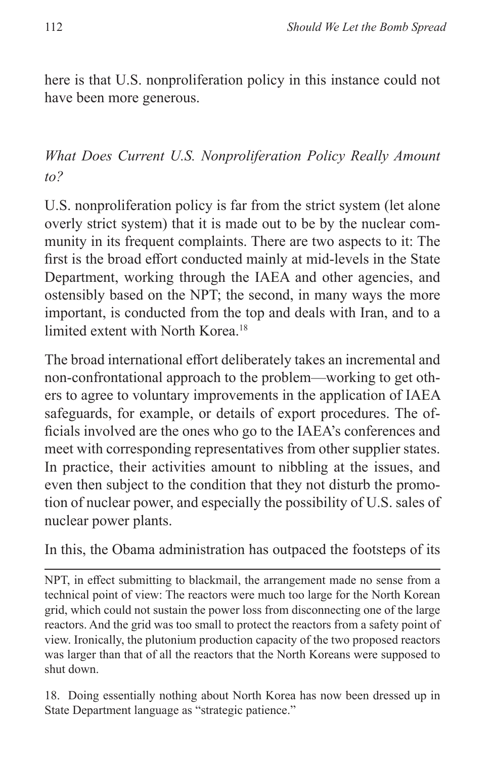here is that U.S. nonproliferation policy in this instance could not have been more generous.

### *What Does Current U.S. Nonproliferation Policy Really Amount to?*

U.S. nonproliferation policy is far from the strict system (let alone overly strict system) that it is made out to be by the nuclear community in its frequent complaints. There are two aspects to it: The first is the broad effort conducted mainly at mid-levels in the State Department, working through the IAEA and other agencies, and ostensibly based on the NPT; the second, in many ways the more important, is conducted from the top and deals with Iran, and to a limited extent with North Korea.[18]

The broad international effort deliberately takes an incremental and non-confrontational approach to the problem—working to get others to agree to voluntary improvements in the application of IAEA safeguards, for example, or details of export procedures. The officials involved are the ones who go to the IAEA's conferences and meet with corresponding representatives from other supplier states. In practice, their activities amount to nibbling at the issues, and even then subject to the condition that they not disturb the promotion of nuclear power, and especially the possibility of U.S. sales of nuclear power plants.

In this, the Obama administration has outpaced the footsteps of its

---

NPT, in effect submitting to blackmail, the arrangement made no sense from a technical point of view: The reactors were much too large for the North Korean grid, which could not sustain the power loss from disconnecting one of the large reactors. And the grid was too small to protect the reactors from a safety point of view. Ironically, the plutonium production capacity of the two proposed reactors was larger than that of all the reactors that the North Koreans were supposed to shut down.

18. Doing essentially nothing about North Korea has now been dressed up in State Department language as "strategic patience."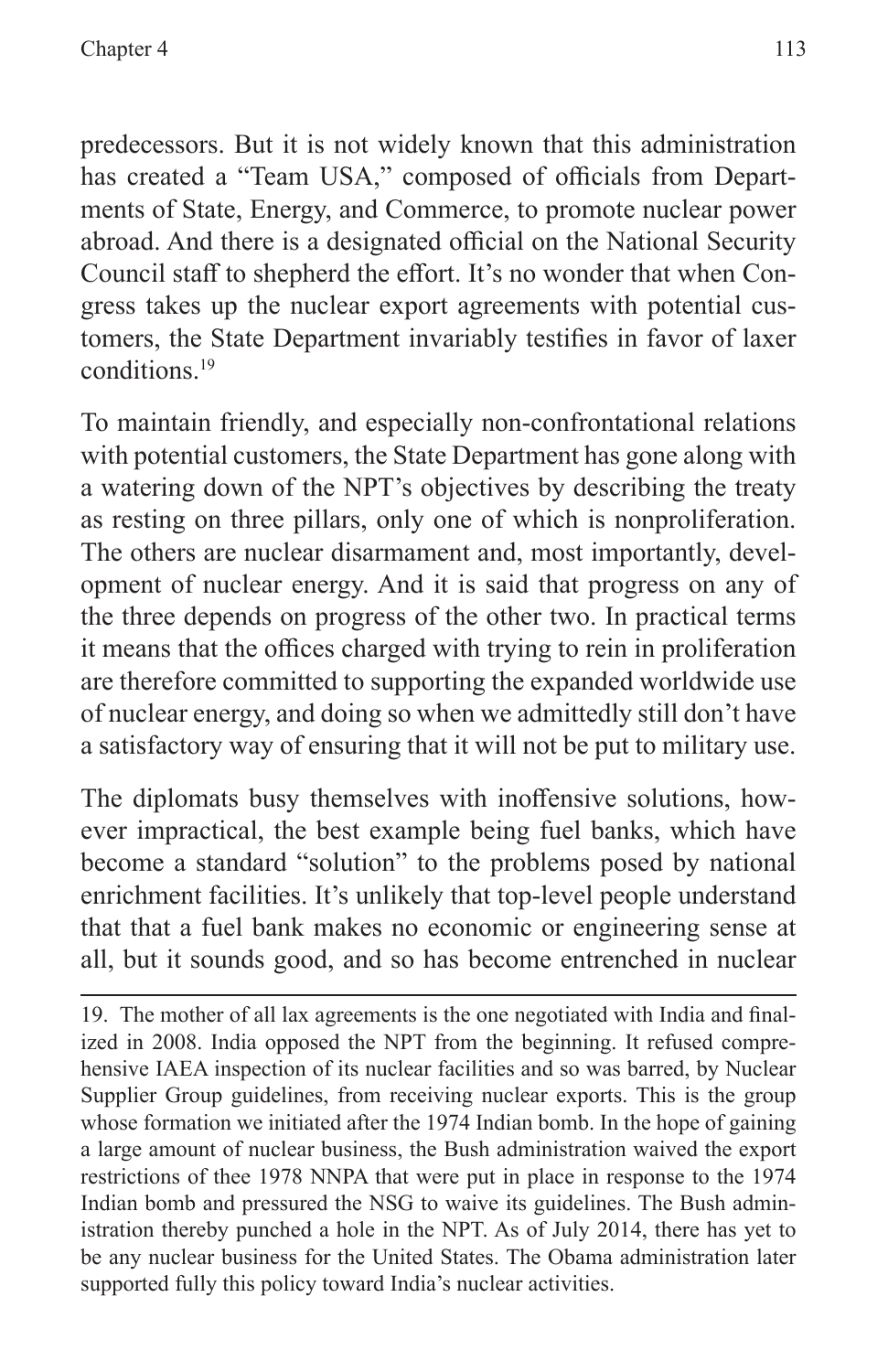predecessors. But it is not widely known that this administration has created a "Team USA," composed of officials from Departments of State, Energy, and Commerce, to promote nuclear power abroad. And there is a designated official on the National Security Council staff to shepherd the effort. It's no wonder that when Congress takes up the nuclear export agreements with potential customers, the State Department invariably testifies in favor of laxer conditions.[19]

To maintain friendly, and especially non-confrontational relations with potential customers, the State Department has gone along with a watering down of the NPT's objectives by describing the treaty as resting on three pillars, only one of which is nonproliferation. The others are nuclear disarmament and, most importantly, development of nuclear energy. And it is said that progress on any of the three depends on progress of the other two. In practical terms it means that the offices charged with trying to rein in proliferation are therefore committed to supporting the expanded worldwide use of nuclear energy, and doing so when we admittedly still don't have a satisfactory way of ensuring that it will not be put to military use.

The diplomats busy themselves with inoffensive solutions, however impractical, the best example being fuel banks, which have become a standard "solution" to the problems posed by national enrichment facilities. It's unlikely that top-level people understand that that a fuel bank makes no economic or engineering sense at all, but it sounds good, and so has become entrenched in nuclear

---

19. The mother of all lax agreements is the one negotiated with India and finalized in 2008. India opposed the NPT from the beginning. It refused comprehensive IAEA inspection of its nuclear facilities and so was barred, by Nuclear Supplier Group guidelines, from receiving nuclear exports. This is the group whose formation we initiated after the 1974 Indian bomb. In the hope of gaining a large amount of nuclear business, the Bush administration waived the export restrictions of thee 1978 NNPA that were put in place in response to the 1974 Indian bomb and pressured the NSG to waive its guidelines. The Bush administration thereby punched a hole in the NPT. As of July 2014, there has yet to be any nuclear business for the United States. The Obama administration later supported fully this policy toward India's nuclear activities.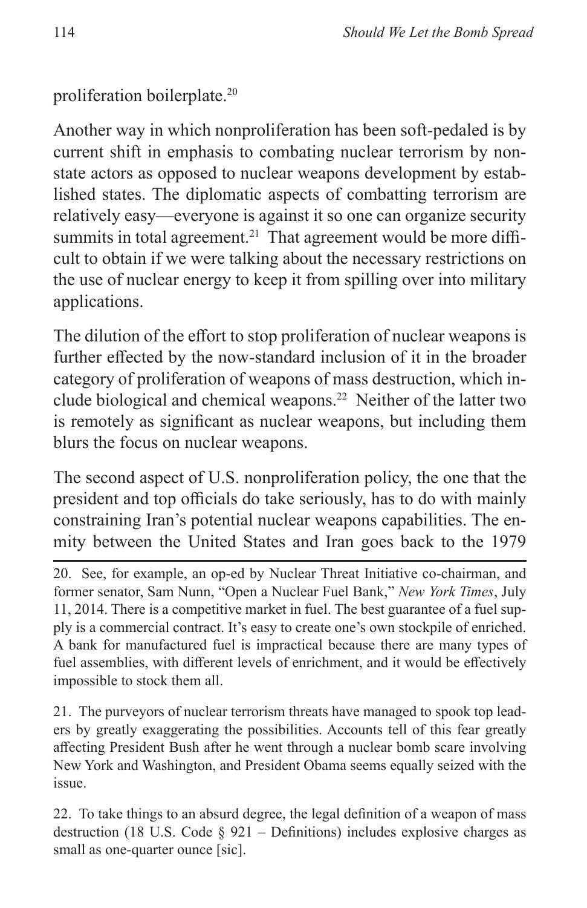proliferation boilerplate.[20]

Another way in which nonproliferation has been soft-pedaled is by current shift in emphasis to combating nuclear terrorism by non-state actors as opposed to nuclear weapons development by established states. The diplomatic aspects of combatting terrorism are relatively easy—everyone is against it so one can organize security summits in total agreement.[21] That agreement would be more difficult to obtain if we were talking about the necessary restrictions on the use of nuclear energy to keep it from spilling over into military applications.

The dilution of the effort to stop proliferation of nuclear weapons is further effected by the now-standard inclusion of it in the broader category of proliferation of weapons of mass destruction, which include biological and chemical weapons.[22] Neither of the latter two is remotely as significant as nuclear weapons, but including them blurs the focus on nuclear weapons.

The second aspect of U.S. nonproliferation policy, the one that the president and top officials do take seriously, has to do with mainly constraining Iran's potential nuclear weapons capabilities. The enmity between the United States and Iran goes back to the 1979

---

20. See, for example, an op-ed by Nuclear Threat Initiative co-chairman, and former senator, Sam Nunn, "Open a Nuclear Fuel Bank," *New York Times*, July 11, 2014. There is a competitive market in fuel. The best guarantee of a fuel supply is a commercial contract. It's easy to create one's own stockpile of enriched. A bank for manufactured fuel is impractical because there are many types of fuel assemblies, with different levels of enrichment, and it would be effectively impossible to stock them all.

21. The purveyors of nuclear terrorism threats have managed to spook top leaders by greatly exaggerating the possibilities. Accounts tell of this fear greatly affecting President Bush after he went through a nuclear bomb scare involving New York and Washington, and President Obama seems equally seized with the issue.

22. To take things to an absurd degree, the legal definition of a weapon of mass destruction (18 U.S. Code § 921 – Definitions) includes explosive charges as small as one-quarter ounce [sic].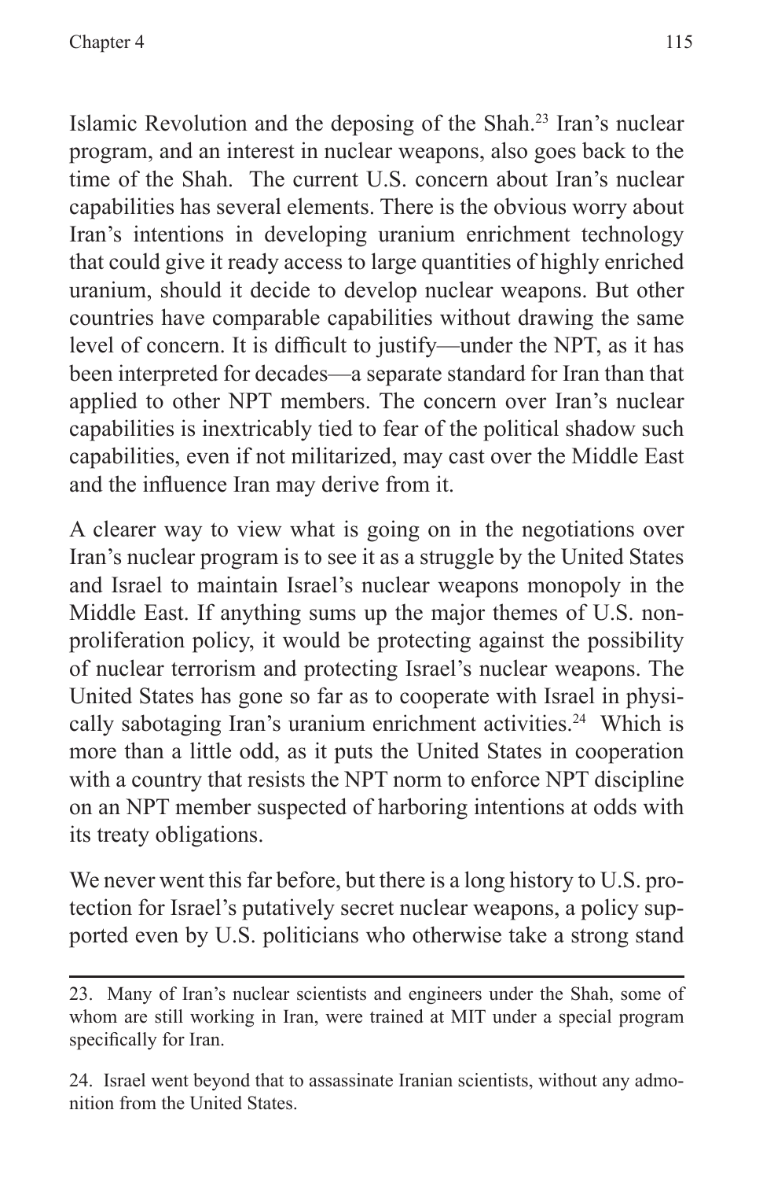Islamic Revolution and the deposing of the Shah.[23] Iran's nuclear program, and an interest in nuclear weapons, also goes back to the time of the Shah. The current U.S. concern about Iran's nuclear capabilities has several elements. There is the obvious worry about Iran's intentions in developing uranium enrichment technology that could give it ready access to large quantities of highly enriched uranium, should it decide to develop nuclear weapons. But other countries have comparable capabilities without drawing the same level of concern. It is difficult to justify—under the NPT, as it has been interpreted for decades—a separate standard for Iran than that applied to other NPT members. The concern over Iran's nuclear capabilities is inextricably tied to fear of the political shadow such capabilities, even if not militarized, may cast over the Middle East and the influence Iran may derive from it.

A clearer way to view what is going on in the negotiations over Iran's nuclear program is to see it as a struggle by the United States and Israel to maintain Israel's nuclear weapons monopoly in the Middle East. If anything sums up the major themes of U.S. nonproliferation policy, it would be protecting against the possibility of nuclear terrorism and protecting Israel's nuclear weapons. The United States has gone so far as to cooperate with Israel in physically sabotaging Iran's uranium enrichment activities.[24] Which is more than a little odd, as it puts the United States in cooperation with a country that resists the NPT norm to enforce NPT discipline on an NPT member suspected of harboring intentions at odds with its treaty obligations.

We never went this far before, but there is a long history to U.S. protection for Israel's putatively secret nuclear weapons, a policy supported even by U.S. politicians who otherwise take a strong stand

---

23. Many of Iran's nuclear scientists and engineers under the Shah, some of whom are still working in Iran, were trained at MIT under a special program specifically for Iran.

24. Israel went beyond that to assassinate Iranian scientists, without any admonition from the United States.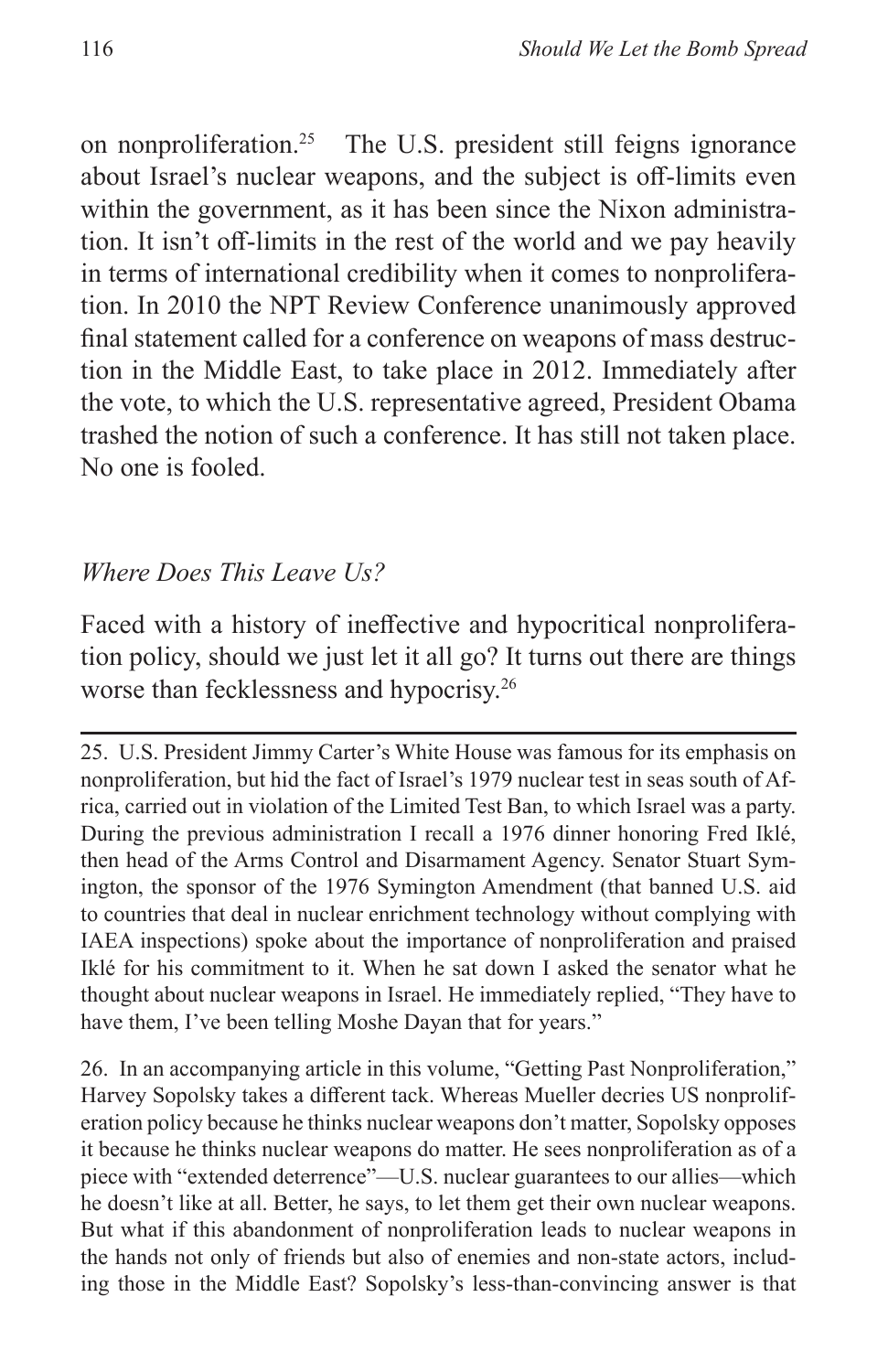on nonproliferation.[25] The U.S. president still feigns ignorance about Israel's nuclear weapons, and the subject is off-limits even within the government, as it has been since the Nixon administration. It isn't off-limits in the rest of the world and we pay heavily in terms of international credibility when it comes to nonproliferation. In 2010 the NPT Review Conference unanimously approved final statement called for a conference on weapons of mass destruction in the Middle East, to take place in 2012. Immediately after the vote, to which the U.S. representative agreed, President Obama trashed the notion of such a conference. It has still not taken place. No one is fooled.

### *Where Does This Leave Us?*

Faced with a history of ineffective and hypocritical nonproliferation policy, should we just let it all go? It turns out there are things worse than fecklessness and hypocrisy.[26]

---

25. U.S. President Jimmy Carter's White House was famous for its emphasis on nonproliferation, but hid the fact of Israel's 1979 nuclear test in seas south of Africa, carried out in violation of the Limited Test Ban, to which Israel was a party. During the previous administration I recall a 1976 dinner honoring Fred Iklé, then head of the Arms Control and Disarmament Agency. Senator Stuart Symington, the sponsor of the 1976 Symington Amendment (that banned U.S. aid to countries that deal in nuclear enrichment technology without complying with IAEA inspections) spoke about the importance of nonproliferation and praised Iklé for his commitment to it. When he sat down I asked the senator what he thought about nuclear weapons in Israel. He immediately replied, "They have to have them, I've been telling Moshe Dayan that for years."

26. In an accompanying article in this volume, "Getting Past Nonproliferation," Harvey Sopolsky takes a different tack. Whereas Mueller decries US nonproliferation policy because he thinks nuclear weapons don't matter, Sopolsky opposes it because he thinks nuclear weapons do matter. He sees nonproliferation as of a piece with "extended deterrence"—U.S. nuclear guarantees to our allies—which he doesn't like at all. Better, he says, to let them get their own nuclear weapons. But what if this abandonment of nonproliferation leads to nuclear weapons in the hands not only of friends but also of enemies and non-state actors, including those in the Middle East? Sopolsky's less-than-convincing answer is that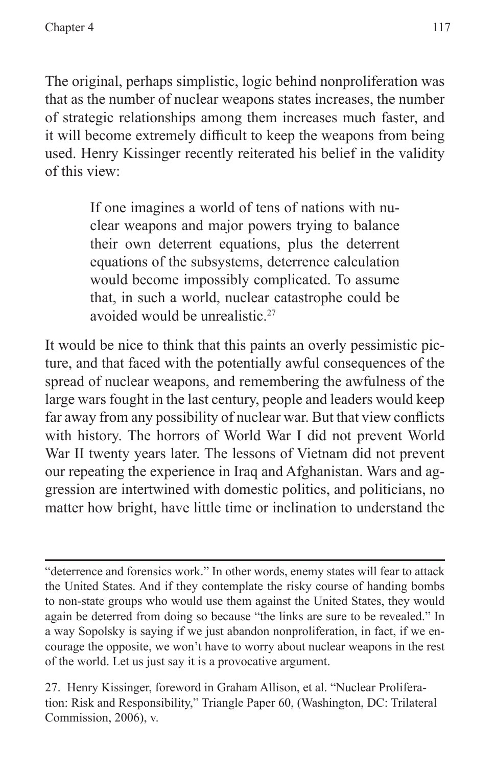The original, perhaps simplistic, logic behind nonproliferation was that as the number of nuclear weapons states increases, the number of strategic relationships among them increases much faster, and it will become extremely difficult to keep the weapons from being used. Henry Kissinger recently reiterated his belief in the validity of this view:

> If one imagines a world of tens of nations with nuclear weapons and major powers trying to balance their own deterrent equations, plus the deterrent equations of the subsystems, deterrence calculation would become impossibly complicated. To assume that, in such a world, nuclear catastrophe could be avoided would be unrealistic.[27]

It would be nice to think that this paints an overly pessimistic picture, and that faced with the potentially awful consequences of the spread of nuclear weapons, and remembering the awfulness of the large wars fought in the last century, people and leaders would keep far away from any possibility of nuclear war. But that view conflicts with history. The horrors of World War I did not prevent World War II twenty years later. The lessons of Vietnam did not prevent our repeating the experience in Iraq and Afghanistan. Wars and aggression are intertwined with domestic politics, and politicians, no matter how bright, have little time or inclination to understand the

---

"deterrence and forensics work." In other words, enemy states will fear to attack the United States. And if they contemplate the risky course of handing bombs to non-state groups who would use them against the United States, they would again be deterred from doing so because "the links are sure to be revealed." In a way Sopolsky is saying if we just abandon nonproliferation, in fact, if we encourage the opposite, we won't have to worry about nuclear weapons in the rest of the world. Let us just say it is a provocative argument.

27. Henry Kissinger, foreword in Graham Allison, et al. "Nuclear Proliferation: Risk and Responsibility," Triangle Paper 60, (Washington, DC: Trilateral Commission, 2006), v.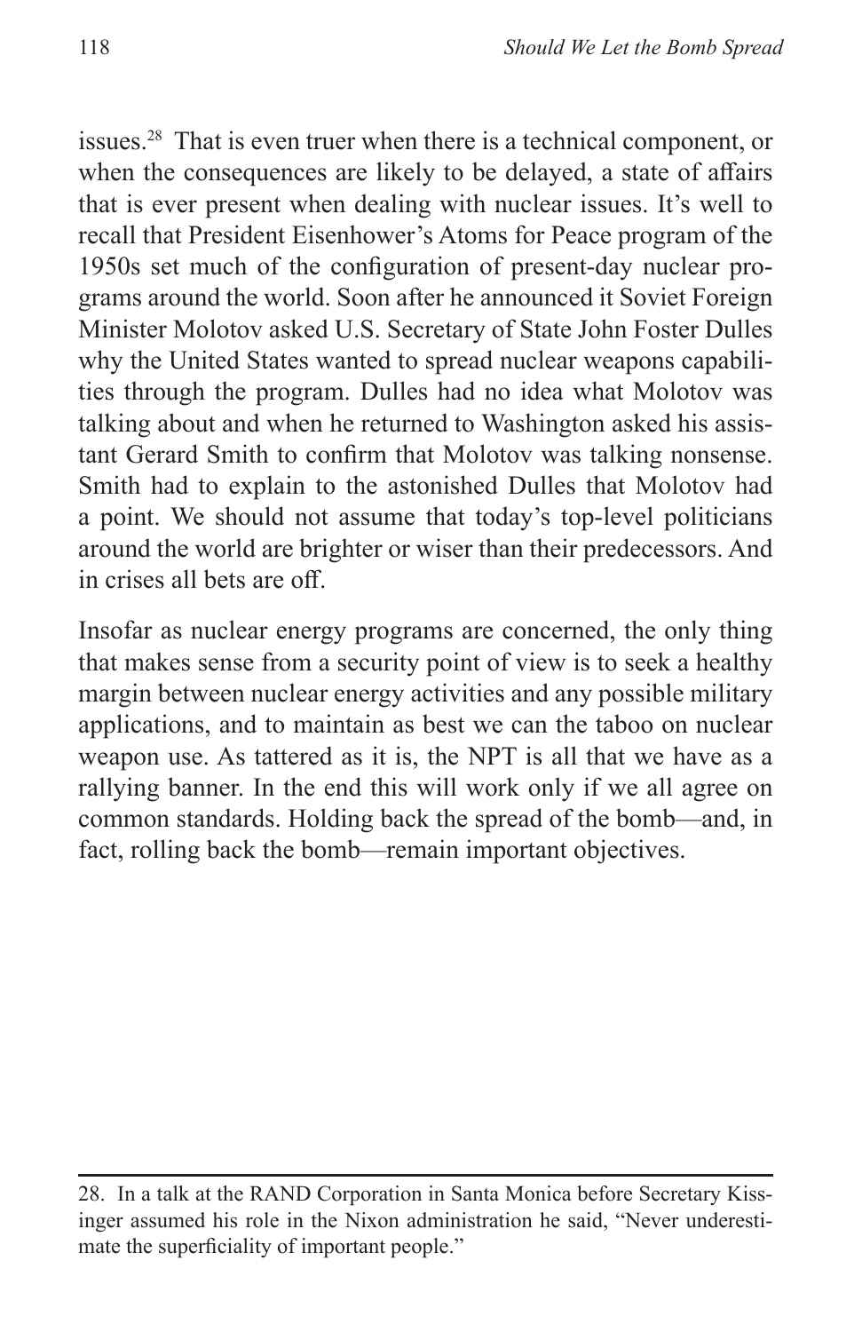issues.[28] That is even truer when there is a technical component, or when the consequences are likely to be delayed, a state of affairs that is ever present when dealing with nuclear issues. It's well to recall that President Eisenhower's Atoms for Peace program of the 1950s set much of the configuration of present-day nuclear programs around the world. Soon after he announced it Soviet Foreign Minister Molotov asked U.S. Secretary of State John Foster Dulles why the United States wanted to spread nuclear weapons capabilities through the program. Dulles had no idea what Molotov was talking about and when he returned to Washington asked his assistant Gerard Smith to confirm that Molotov was talking nonsense. Smith had to explain to the astonished Dulles that Molotov had a point. We should not assume that today's top-level politicians around the world are brighter or wiser than their predecessors. And in crises all bets are off.

Insofar as nuclear energy programs are concerned, the only thing that makes sense from a security point of view is to seek a healthy margin between nuclear energy activities and any possible military applications, and to maintain as best we can the taboo on nuclear weapon use. As tattered as it is, the NPT is all that we have as a rallying banner. In the end this will work only if we all agree on common standards. Holding back the spread of the bomb—and, in fact, rolling back the bomb—remain important objectives.

---

28. In a talk at the RAND Corporation in Santa Monica before Secretary Kissinger assumed his role in the Nixon administration he said, "Never underestimate the superficiality of important people."